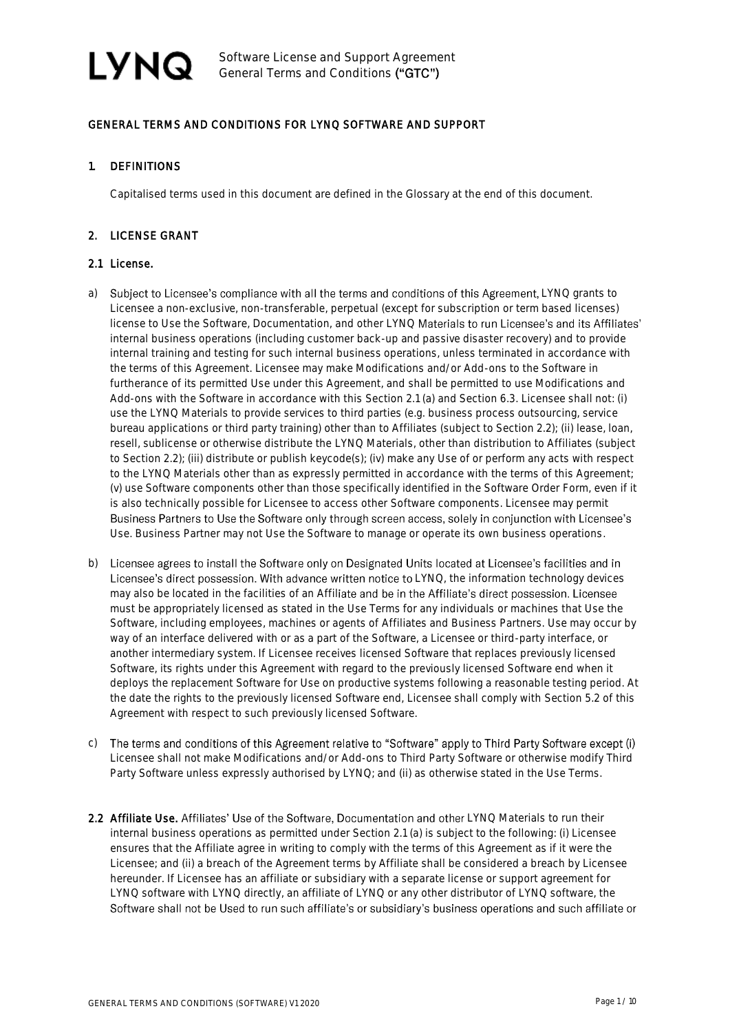# GENERAL TERMS AND CONDITIONS FOR LYNQ SOFTWARE AND SUPPORT

## 1. DEFINITIONS

Capitalised terms used in this document are defined in the Glossary at the end of this document.

## 2. LICENSE GRANT

### 2.1 License.

a) Subject to Licensee's compliance with all the terms and conditions of this Agreement, LYNQ grants to Licensee a non-exclusive, non-transferable, perpetual (except for subscription or term based licenses) license to Use the Software, Documentation, and other LYNQ Materials to run Licensee's and its Affiliates' internal business operations (including customer back-up and passive disaster recovery) and to provide internal training and testing for such internal business operations, unless terminated in accordance with the terms of this Agreement. Licensee may make Modifications and/or Add-ons to the Software in furtherance of its permitted Use under this Agreement, and shall be permitted to use Modifications and Add-ons with the Software in accordance with this Section 2.1 (a) and Section 6.3. Licensee shall not: (i) use the LYNQ Materials to provide services to third parties (e.g. business process outsourcing, service bureau applications or third party training) other than to Affiliates (subject to Section 2.2); (ii) lease, loan, resell, sublicense or otherwise distribute the LYNQ Materials, other than distribution to Affiliates (subject to Section 2.2); (iii) distribute or publish keycode(s); (iv) make any Use of or perform any acts with respect to the LYNQ Materials other than as expressly permitted in accordance with the terms of this Agreement; (v) use Software components other than those specifically identified in the Software Order Form, even if it is also technically possible for Licensee to access other Software components. Licensee may permit Business Partners to Use the Software only through screen access, solely in conjunction with Licensee's Use. Business Partner may not Use the Software to manage or operate its own business operations.

b) Licensee agrees to install the Software only on Designated Units located at Licensee's facilities and in Licensee's direct possession. With advance written notice to LYNQ, the information technology devices may also be located in the facilities of an Affiliate and be in the Affiliate's direct possession. Licensee must be appropriately licensed as stated in the Use Terms for any individuals or machines that Use the Software, including employees, machines or agents of Affiliates and Business Partners. Use may occur by way of an interface delivered with or as a part of the Software, a Licensee or third-party interface, or another intermediary system. If Licensee receives licensed Software that replaces previously licensed Software, its rights under this Agreement with regard to the previously licensed Software end when it deploys the replacement Software for Use on productive systems following a reasonable testing period. At the date the rights to the previously licensed Software end, Licensee shall comply with Section 5.2 of this Agreement with respect to such previously licensed Software.

c) The terms and conditions of this Agreement relative to "Software" apply to Third Party Software except (i) Licensee shall not make Modifications and/or Add-ons to Third Party Software or otherwise modify Third Party Software unless expressly authorised by LYNQ; and (ii) as otherwise stated in the Use Terms.

**2.2 Affiliate Use.** Affiliates' Use of the Software, Documentation and other LYNQ Materials to run their internal business operations as permitted under Section 2.1 (a) is subject to the following: (i) Licensee ensures that the Affiliate agree in writing to comply with the terms of this Agreement as if it were the Licensee; and (ii) a breach of the Agreement terms by Affiliate shall be considered a breach by Licensee hereunder. If Licensee has an affiliate or subsidiary with a separate license or support agreement for LYNQ software with LYNQ directly, an affiliate of LYNQ or any other distributor of LYNQ software, the Software shall not be Used to run such affiliate's or subsidiary's business operations and such affiliate or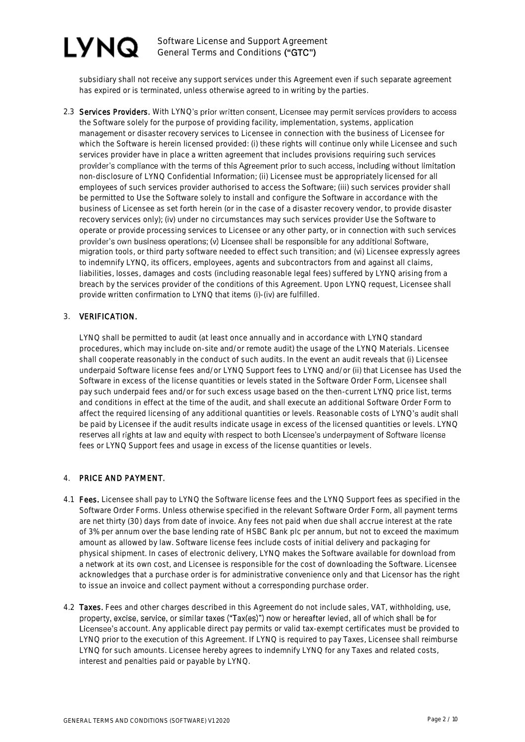subsidiary shall not receive any support services under this Agreement even if such separate agreement has expired or is terminated, unless otherwise agreed to in writing by the parties.

2.3 **Services Providers.** With LYNQ's prior written consent, Licensee may permit services providers to access the Software solely for the purpose of providing facility, implementation, systems, application management or disaster recovery services to Licensee in connection with the business of Licensee for which the Software is herein licensed provided: (i) these rights will continue only while Licensee and such services provider have in place a written agreement that includes provisions requiring such services provider's compliance with the terms of this Agreement prior to such access, including without limitation non-disclosure of LYNQ Confidential Information; (ii) Licensee must be appropriately licensed for all employees of such services provider authorised to access the Software; (iii) such services provider shall be permitted to Use the Software solely to install and configure the Software in accordance with the business of Licensee as set forth herein (or in the case of a disaster recovery vendor, to provide disaster recovery services only); (iv) under no circumstances may such services provider Use the Software to operate or provide processing services to Licensee or any other party, or in connection with such services provider's own business operations; (v) Licensee shall be responsible for any additional Software, migration tools, or third party software needed to effect such transition; and (vi) Licensee expressly agrees to indemnify LYNQ, its officers, employees, agents and subcontractors from and against all claims, liabilities, losses, damages and costs (including reasonable legal fees) suffered by LYNQ arising from a breach by the services provider of the conditions of this Agreement. Upon LYNQ request, Licensee shall provide written confirmation to LYNQ that items (i)-(iv) are fulfilled.

## 3. VERIFICATION.

LYNQ shall be permitted to audit (at least once annually and in accordance with LYNQ standard procedures, which may include on-site and/or remote audit) the usage of the LYNQ Materials. Licensee shall cooperate reasonably in the conduct of such audits. In the event an audit reveals that (i) Licensee underpaid Software license fees and/or LYNQ Support fees to LYNQ and/or (ii) that Licensee has Used the Software in excess of the license quantities or levels stated in the Software Order Form, Licensee shall pay such underpaid fees and/or for such excess usage based on the then-current LYNQ price list, terms and conditions in effect at the time of the audit, and shall execute an additional Software Order Form to affect the required licensing of any additional quantities or levels. Reasonable costs of LYNQ's audit shall be paid by Licensee if the audit results indicate usage in excess of the licensed quantities or levels. LYNQ reserves all rights at law and equity with respect to both Licensee's underpayment of Software license fees or LYNQ Support fees and usage in excess of the license quantities or levels.

## 4. PRICE AND PAYMENT.

4.1 **Fees.** Licensee shall pay to LYNQ the Software license fees and the LYNQ Support fees as specified in the Software Order Forms. Unless otherwise specified in the relevant Software Order Form, all payment terms are net thirty (30) days from date of invoice. Any fees not paid when due shall accrue interest at the rate of 3% per annum over the base lending rate of HSBC Bank plc per annum, but not to exceed the maximum amount as allowed by law. Software license fees include costs of initial delivery and packaging for physical shipment. In cases of electronic delivery, LYNQ makes the Software available for download from a network at its own cost, and Licensee is responsible for the cost of downloading the Software. Licensee acknowledges that a purchase order is for administrative convenience only and that Licensor has the right to issue an invoice and collect payment without a corresponding purchase order.

4.2 **Taxes.** Fees and other charges described in this Agreement do not include sales, VAT, withholding, use, property, excise, service, or similar taxes ("Tax(es)") now or hereafter levied, all of which shall be for Licensee's account. Any applicable direct pay permits or valid tax-exempt certificates must be provided to LYNQ prior to the execution of this Agreement. If LYNQ is required to pay Taxes, Licensee shall reimburse LYNQ for such amounts. Licensee hereby agrees to indemnify LYNQ for any Taxes and related costs, interest and penalties paid or payable by LYNQ.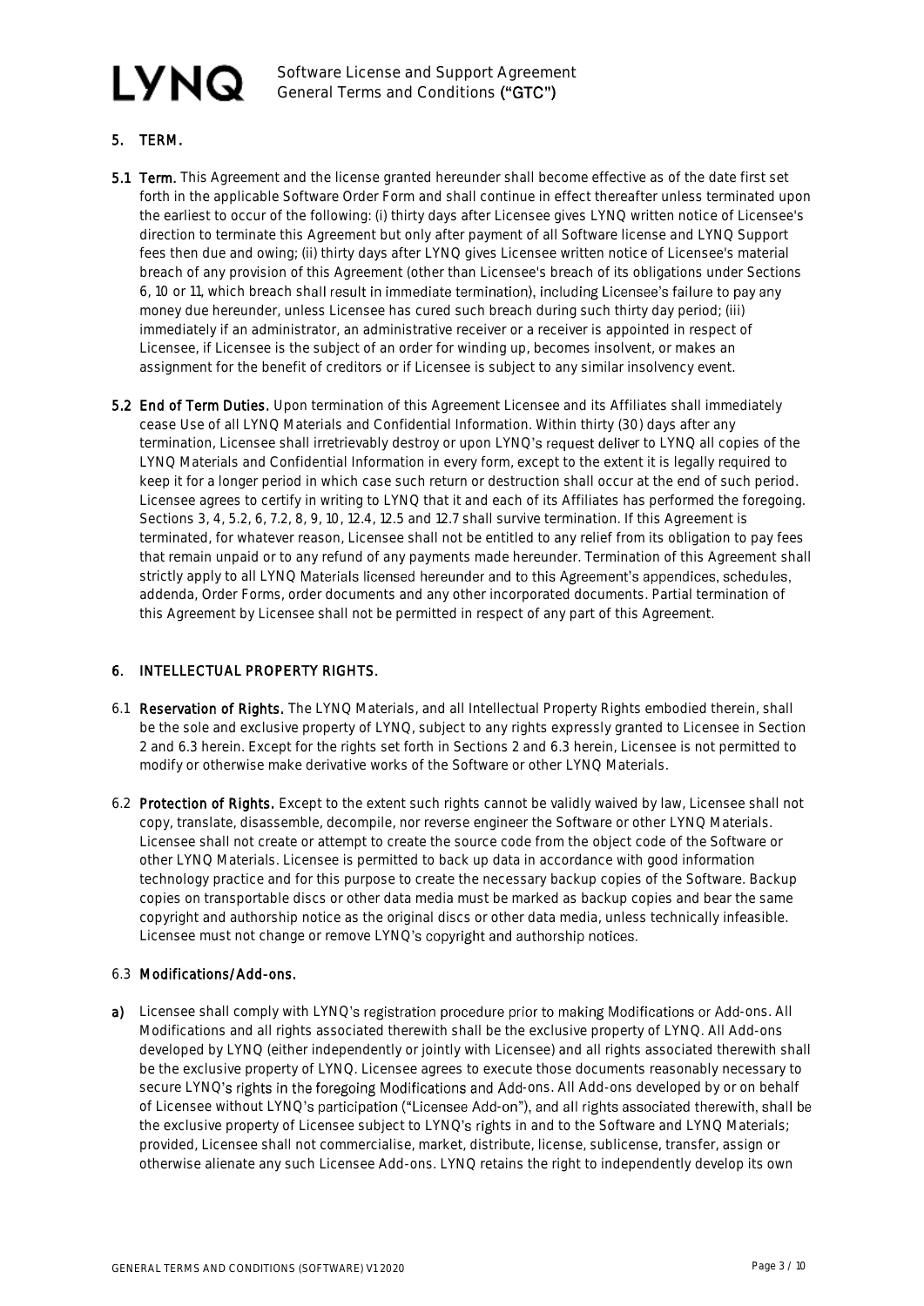## 5. TERM.

**5.1 Term.** This Agreement and the license granted hereunder shall become effective as of the date first set forth in the applicable Software Order Form and shall continue in effect thereafter unless terminated upon the earliest to occur of the following: (i) thirty days after Licensee gives LYNQ written notice of Licensee's direction to terminate this Agreement but only after payment of all Software license and LYNQ Support fees then due and owing; (ii) thirty days after LYNQ gives Licensee written notice of Licensee's material breach of any provision of this Agreement (other than Licensee's breach of its obligations under Sections 6, 10 or 11, which breach shall result in immediate termination), including Licensee's failure to pay any money due hereunder, unless Licensee has cured such breach during such thirty day period; (iii) immediately if an administrator, an administrative receiver or a receiver is appointed in respect of Licensee, if Licensee is the subject of an order for winding up, becomes insolvent, or makes an assignment for the benefit of creditors or if Licensee is subject to any similar insolvency event.

**5.2 End of Term Duties.** Upon termination of this Agreement Licensee and its Affiliates shall immediately cease Use of all LYNQ Materials and Confidential Information. Within thirty (30) days after any termination, Licensee shall irretrievably destroy or upon LYNQ's request deliver to LYNQ all copies of the LYNQ Materials and Confidential Information in every form, except to the extent it is legally required to keep it for a longer period in which case such return or destruction shall occur at the end of such period. Licensee agrees to certify in writing to LYNQ that it and each of its Affiliates has performed the foregoing. Sections 3, 4, 5.2, 6, 7.2, 8, 9, 10, 12.4, 12.5 and 12.7 shall survive termination. If this Agreement is terminated, for whatever reason, Licensee shall not be entitled to any relief from its obligation to pay fees that remain unpaid or to any refund of any payments made hereunder. Termination of this Agreement shall strictly apply to all LYNQ Materials licensed hereunder and to this Agreement's appendices, schedules, addenda, Order Forms, order documents and any other incorporated documents. Partial termination of this Agreement by Licensee shall not be permitted in respect of any part of this Agreement.

## 6. INTELLECTUAL PROPERTY RIGHTS.

6.1 **Reservation of Rights.** The LYNQ Materials, and all Intellectual Property Rights embodied therein, shall be the sole and exclusive property of LYNQ, subject to any rights expressly granted to Licensee in Section 2 and 6.3 herein. Except for the rights set forth in Sections 2 and 6.3 herein, Licensee is not permitted to modify or otherwise make derivative works of the Software or other LYNQ Materials.

6.2 **Protection of Rights.** Except to the extent such rights cannot be validly waived by law, Licensee shall not copy, translate, disassemble, decompile, nor reverse engineer the Software or other LYNQ Materials. Licensee shall not create or attempt to create the source code from the object code of the Software or other LYNQ Materials. Licensee is permitted to back up data in accordance with good information technology practice and for this purpose to create the necessary backup copies of the Software. Backup copies on transportable discs or other data media must be marked as backup copies and bear the same copyright and authorship notice as the original discs or other data media, unless technically infeasible. Licensee must not change or remove LYNQ's copyright and authorship notices.

6.3 **Modifications/Add-ons.**

**a)** Licensee shall comply with LYNQ's registration procedure prior to making Modifications or Add-ons. All Modifications and all rights associated therewith shall be the exclusive property of LYNQ. All Add-ons developed by LYNQ (either independently or jointly with Licensee) and all rights associated therewith shall be the exclusive property of LYNQ. Licensee agrees to execute those documents reasonably necessary to secure LYNQ's rights in the foregoing Modifications and Add-ons. All Add-ons developed by or on behalf of Licensee without LYNQ's participation ("Licensee Add-on"), and all rights associated therewith, shall be the exclusive property of Licensee subject to LYNQ's rights in and to the Software and LYNQ Materials; provided, Licensee shall not commercialise, market, distribute, license, sublicense, transfer, assign or otherwise alienate any such Licensee Add-ons. LYNQ retains the right to independently develop its own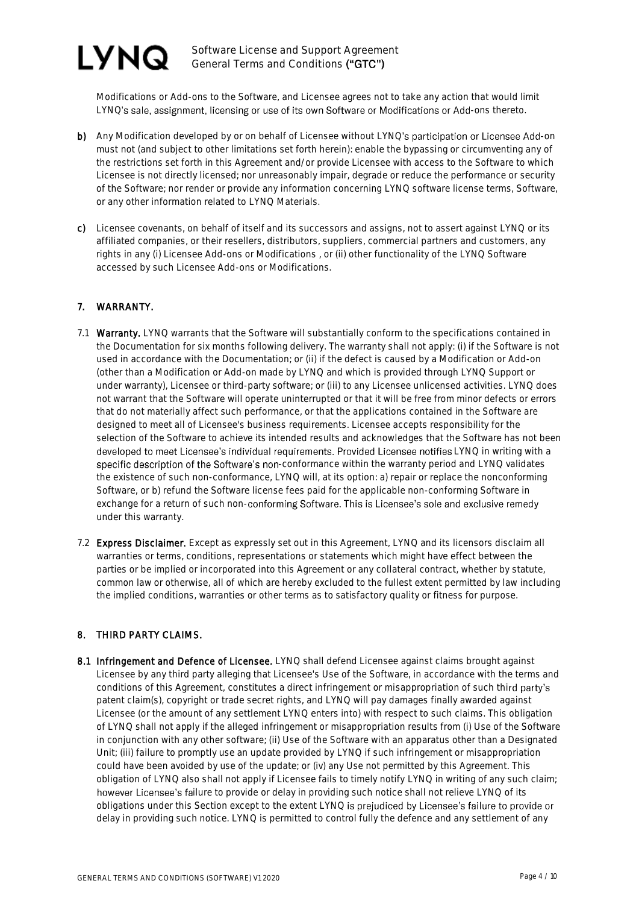Modifications or Add-ons to the Software, and Licensee agrees not to take any action that would limit LYNQ's sale, assignment, licensing or use of its own Software or Modifications or Add-ons thereto.

**b)** Any Modification developed by or on behalf of Licensee without LYNQ's participation or Licensee Add-on must not (and subject to other limitations set forth herein): enable the bypassing or circumventing any of the restrictions set forth in this Agreement and/or provide Licensee with access to the Software to which Licensee is not directly licensed; nor unreasonably impair, degrade or reduce the performance or security of the Software; nor render or provide any information concerning LYNQ software license terms, Software, or any other information related to LYNQ Materials.

**c)** Licensee covenants, on behalf of itself and its successors and assigns, not to assert against LYNQ or its affiliated companies, or their resellers, distributors, suppliers, commercial partners and customers, any rights in any (i) Licensee Add-ons or Modifications , or (ii) other functionality of the LYNQ Software accessed by such Licensee Add-ons or Modifications.

## 7. WARRANTY.

7.1 **Warranty.** LYNQ warrants that the Software will substantially conform to the specifications contained in the Documentation for six months following delivery. The warranty shall not apply: (i) if the Software is not used in accordance with the Documentation; or (ii) if the defect is caused by a Modification or Add-on (other than a Modification or Add-on made by LYNQ and which is provided through LYNQ Support or under warranty), Licensee or third-party software; or (iii) to any Licensee unlicensed activities. LYNQ does not warrant that the Software will operate uninterrupted or that it will be free from minor defects or errors that do not materially affect such performance, or that the applications contained in the Software are designed to meet all of Licensee's business requirements. Licensee accepts responsibility for the selection of the Software to achieve its intended results and acknowledges that the Software has not been developed to meet Licensee's individual requirements. Provided Licensee notifies LYNQ in writing with a specific description of the Software's non-conformance within the warranty period and LYNQ validates the existence of such non-conformance, LYNQ will, at its option: a) repair or replace the nonconforming Software, or b) refund the Software license fees paid for the applicable non-conforming Software in exchange for a return of such non-conforming Software. This is Licensee's sole and exclusive remedy under this warranty.

7.2 **Express Disclaimer.** Except as expressly set out in this Agreement, LYNQ and its licensors disclaim all warranties or terms, conditions, representations or statements which might have effect between the parties or be implied or incorporated into this Agreement or any collateral contract, whether by statute, common law or otherwise, all of which are hereby excluded to the fullest extent permitted by law including the implied conditions, warranties or other terms as to satisfactory quality or fitness for purpose.

## 8. THIRD PARTY CLAIMS.

**8.1 Infringement and Defence of Licensee.** LYNQ shall defend Licensee against claims brought against Licensee by any third party alleging that Licensee's Use of the Software, in accordance with the terms and conditions of this Agreement, constitutes a direct infringement or misappropriation of such third party's patent claim(s), copyright or trade secret rights, and LYNQ will pay damages finally awarded against Licensee (or the amount of any settlement LYNQ enters into) with respect to such claims. This obligation of LYNQ shall not apply if the alleged infringement or misappropriation results from (i) Use of the Software in conjunction with any other software; (ii) Use of the Software with an apparatus other than a Designated Unit; (iii) failure to promptly use an update provided by LYNQ if such infringement or misappropriation could have been avoided by use of the update; or (iv) any Use not permitted by this Agreement. This obligation of LYNQ also shall not apply if Licensee fails to timely notify LYNQ in writing of any such claim; however Licensee's failure to provide or delay in providing such notice shall not relieve LYNQ of its obligations under this Section except to the extent LYNQ is prejudiced by Licensee's failure to provide or delay in providing such notice. LYNQ is permitted to control fully the defence and any settlement of any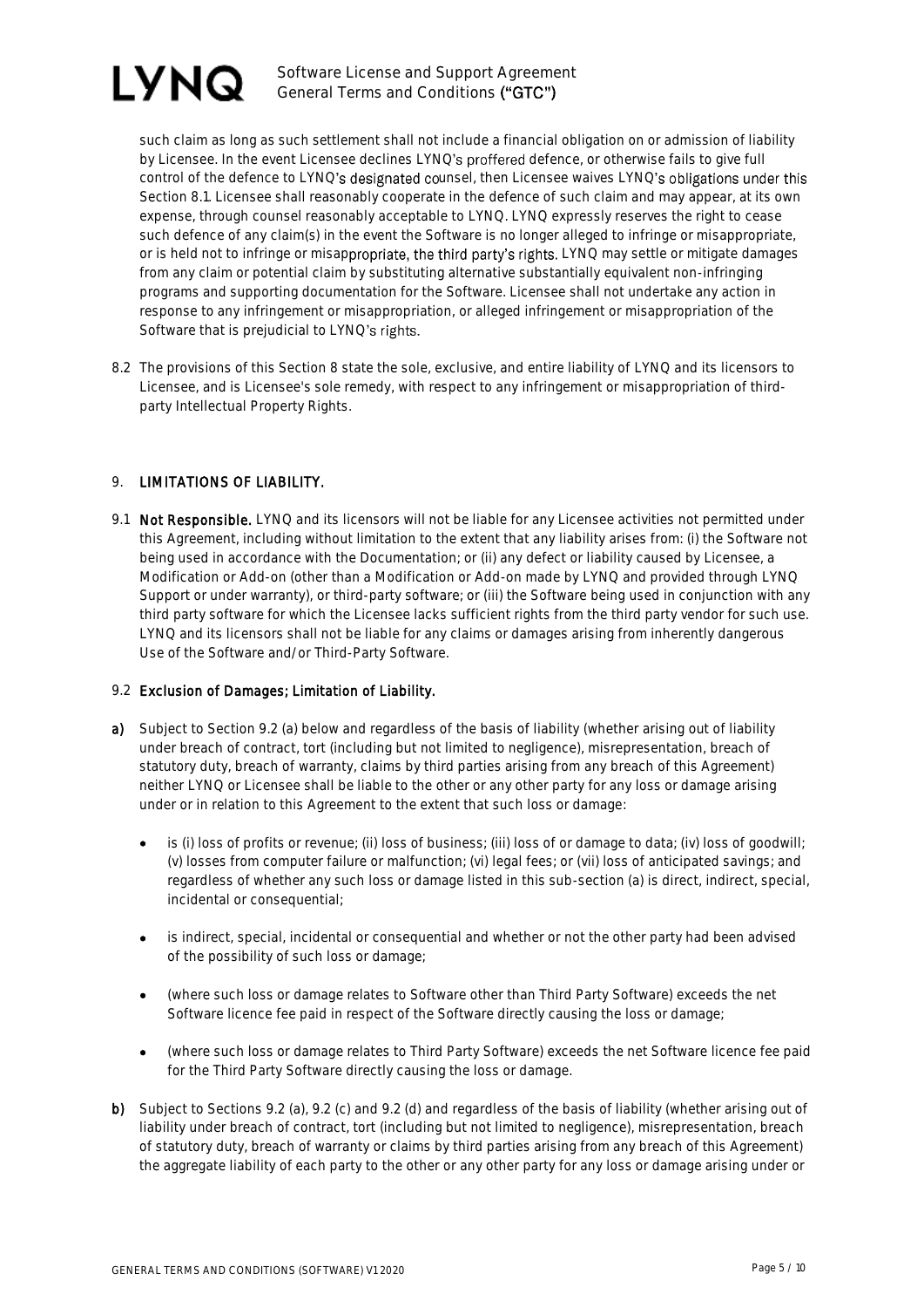such claim as long as such settlement shall not include a financial obligation on or admission of liability by Licensee. In the event Licensee declines LYNQ's proffered defence, or otherwise fails to give full control of the defence to LYNQ's designated counsel, then Licensee waives LYNQ's obligations under this Section 8.1. Licensee shall reasonably cooperate in the defence of such claim and may appear, at its own expense, through counsel reasonably acceptable to LYNQ. LYNQ expressly reserves the right to cease such defence of any claim(s) in the event the Software is no longer alleged to infringe or misappropriate, or is held not to infringe or misappropriate, the third party's rights. LYNQ may settle or mitigate damages from any claim or potential claim by substituting alternative substantially equivalent non-infringing programs and supporting documentation for the Software. Licensee shall not undertake any action in response to any infringement or misappropriation, or alleged infringement or misappropriation of the Software that is prejudicial to LYNQ's rights.

8.2 The provisions of this Section 8 state the sole, exclusive, and entire liability of LYNQ and its licensors to Licensee, and is Licensee's sole remedy, with respect to any infringement or misappropriation of third-party Intellectual Property Rights.

## 9. LIMITATIONS OF LIABILITY.

9.1 **Not Responsible.** LYNQ and its licensors will not be liable for any Licensee activities not permitted under this Agreement, including without limitation to the extent that any liability arises from: (i) the Software not being used in accordance with the Documentation; or (ii) any defect or liability caused by Licensee, a Modification or Add-on (other than a Modification or Add-on made by LYNQ and provided through LYNQ Support or under warranty), or third-party software; or (iii) the Software being used in conjunction with any third party software for which the Licensee lacks sufficient rights from the third party vendor for such use. LYNQ and its licensors shall not be liable for any claims or damages arising from inherently dangerous Use of the Software and/or Third-Party Software.

9.2 **Exclusion of Damages; Limitation of Liability.**

**a)** Subject to Section 9.2 (a) below and regardless of the basis of liability (whether arising out of liability under breach of contract, tort (including but not limited to negligence), misrepresentation, breach of statutory duty, breach of warranty, claims by third parties arising from any breach of this Agreement) neither LYNQ or Licensee shall be liable to the other or any other party for any loss or damage arising under or in relation to this Agreement to the extent that such loss or damage:

- is (i) loss of profits or revenue; (ii) loss of business; (iii) loss of or damage to data; (iv) loss of goodwill; (v) losses from computer failure or malfunction; (vi) legal fees; or (vii) loss of anticipated savings; and regardless of whether any such loss or damage listed in this sub-section (a) is direct, indirect, special, incidental or consequential;
- is indirect, special, incidental or consequential and whether or not the other party had been advised of the possibility of such loss or damage;
- (where such loss or damage relates to Software other than Third Party Software) exceeds the net Software licence fee paid in respect of the Software directly causing the loss or damage;
- (where such loss or damage relates to Third Party Software) exceeds the net Software licence fee paid for the Third Party Software directly causing the loss or damage.

**b)** Subject to Sections 9.2 (a), 9.2 (c) and 9.2 (d) and regardless of the basis of liability (whether arising out of liability under breach of contract, tort (including but not limited to negligence), misrepresentation, breach of statutory duty, breach of warranty or claims by third parties arising from any breach of this Agreement) the aggregate liability of each party to the other or any other party for any loss or damage arising under or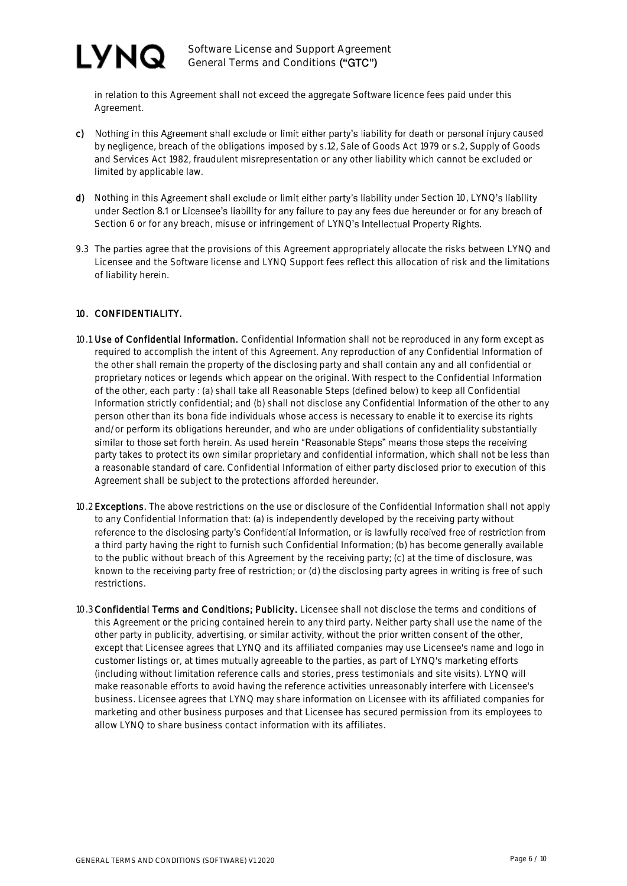in relation to this Agreement shall not exceed the aggregate Software licence fees paid under this Agreement.

**c)** Nothing in this Agreement shall exclude or limit either party's liability for death or personal injury caused by negligence, breach of the obligations imposed by s.12, Sale of Goods Act 1979 or s.2, Supply of Goods and Services Act 1982, fraudulent misrepresentation or any other liability which cannot be excluded or limited by applicable law.

**d)** Nothing in this Agreement shall exclude or limit either party's liability under Section 10, LYNQ's liability under Section 8.1 or Licensee's liability for any failure to pay any fees due hereunder or for any breach of Section 6 or for any breach, misuse or infringement of LYNQ's Intellectual Property Rights.

9.3 The parties agree that the provisions of this Agreement appropriately allocate the risks between LYNQ and Licensee and the Software license and LYNQ Support fees reflect this allocation of risk and the limitations of liability herein.

## 10. CONFIDENTIALITY.

10.1 **Use of Confidential Information.** Confidential Information shall not be reproduced in any form except as required to accomplish the intent of this Agreement. Any reproduction of any Confidential Information of the other shall remain the property of the disclosing party and shall contain any and all confidential or proprietary notices or legends which appear on the original. With respect to the Confidential Information of the other, each party : (a) shall take all Reasonable Steps (defined below) to keep all Confidential Information strictly confidential; and (b) shall not disclose any Confidential Information of the other to any person other than its bona fide individuals whose access is necessary to enable it to exercise its rights and/or perform its obligations hereunder, and who are under obligations of confidentiality substantially similar to those set forth herein. As used herein "Reasonable Steps" means those steps the receiving party takes to protect its own similar proprietary and confidential information, which shall not be less than a reasonable standard of care. Confidential Information of either party disclosed prior to execution of this Agreement shall be subject to the protections afforded hereunder.

10.2 **Exceptions.** The above restrictions on the use or disclosure of the Confidential Information shall not apply to any Confidential Information that: (a) is independently developed by the receiving party without reference to the disclosing party's Confidential Information, or is lawfully received free of restriction from a third party having the right to furnish such Confidential Information; (b) has become generally available to the public without breach of this Agreement by the receiving party; (c) at the time of disclosure, was known to the receiving party free of restriction; or (d) the disclosing party agrees in writing is free of such restrictions.

10.3 **Confidential Terms and Conditions; Publicity.** Licensee shall not disclose the terms and conditions of this Agreement or the pricing contained herein to any third party. Neither party shall use the name of the other party in publicity, advertising, or similar activity, without the prior written consent of the other, except that Licensee agrees that LYNQ and its affiliated companies may use Licensee's name and logo in customer listings or, at times mutually agreeable to the parties, as part of LYNQ's marketing efforts (including without limitation reference calls and stories, press testimonials and site visits). LYNQ will make reasonable efforts to avoid having the reference activities unreasonably interfere with Licensee's business. Licensee agrees that LYNQ may share information on Licensee with its affiliated companies for marketing and other business purposes and that Licensee has secured permission from its employees to allow LYNQ to share business contact information with its affiliates.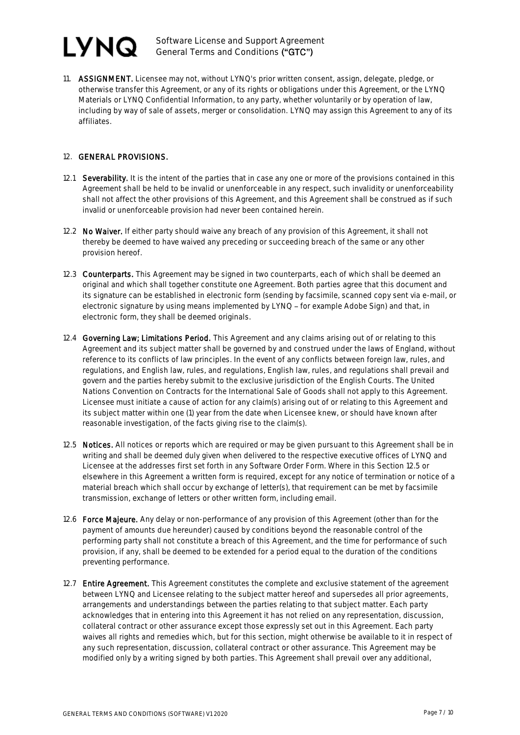11. **ASSIGNMENT.** Licensee may not, without LYNQ's prior written consent, assign, delegate, pledge, or otherwise transfer this Agreement, or any of its rights or obligations under this Agreement, or the LYNQ Materials or LYNQ Confidential Information, to any party, whether voluntarily or by operation of law, including by way of sale of assets, merger or consolidation. LYNQ may assign this Agreement to any of its affiliates.

12. **GENERAL PROVISIONS.**

12.1 **Severability.** It is the intent of the parties that in case any one or more of the provisions contained in this Agreement shall be held to be invalid or unenforceable in any respect, such invalidity or unenforceability shall not affect the other provisions of this Agreement, and this Agreement shall be construed as if such invalid or unenforceable provision had never been contained herein.

12.2 **No Waiver.** If either party should waive any breach of any provision of this Agreement, it shall not thereby be deemed to have waived any preceding or succeeding breach of the same or any other provision hereof.

12.3 **Counterparts.** This Agreement may be signed in two counterparts, each of which shall be deemed an original and which shall together constitute one Agreement. Both parties agree that this document and its signature can be established in electronic form (sending by facsimile, scanned copy sent via e-mail, or electronic signature by using means implemented by LYNQ – for example Adobe Sign) and that, in electronic form, they shall be deemed originals.

12.4 **Governing Law; Limitations Period.** This Agreement and any claims arising out of or relating to this Agreement and its subject matter shall be governed by and construed under the laws of England, without reference to its conflicts of law principles. In the event of any conflicts between foreign law, rules, and regulations, and English law, rules, and regulations, English law, rules, and regulations shall prevail and govern and the parties hereby submit to the exclusive jurisdiction of the English Courts. The United Nations Convention on Contracts for the International Sale of Goods shall not apply to this Agreement. Licensee must initiate a cause of action for any claim(s) arising out of or relating to this Agreement and its subject matter within one (1) year from the date when Licensee knew, or should have known after reasonable investigation, of the facts giving rise to the claim(s).

12.5 **Notices.** All notices or reports which are required or may be given pursuant to this Agreement shall be in writing and shall be deemed duly given when delivered to the respective executive offices of LYNQ and Licensee at the addresses first set forth in any Software Order Form. Where in this Section 12.5 or elsewhere in this Agreement a written form is required, except for any notice of termination or notice of a material breach which shall occur by exchange of letter(s), that requirement can be met by facsimile transmission, exchange of letters or other written form, including email.

12.6 **Force Majeure.** Any delay or non-performance of any provision of this Agreement (other than for the payment of amounts due hereunder) caused by conditions beyond the reasonable control of the performing party shall not constitute a breach of this Agreement, and the time for performance of such provision, if any, shall be deemed to be extended for a period equal to the duration of the conditions preventing performance.

12.7 **Entire Agreement.** This Agreement constitutes the complete and exclusive statement of the agreement between LYNQ and Licensee relating to the subject matter hereof and supersedes all prior agreements, arrangements and understandings between the parties relating to that subject matter. Each party acknowledges that in entering into this Agreement it has not relied on any representation, discussion, collateral contract or other assurance except those expressly set out in this Agreement. Each party waives all rights and remedies which, but for this section, might otherwise be available to it in respect of any such representation, discussion, collateral contract or other assurance. This Agreement may be modified only by a writing signed by both parties. This Agreement shall prevail over any additional,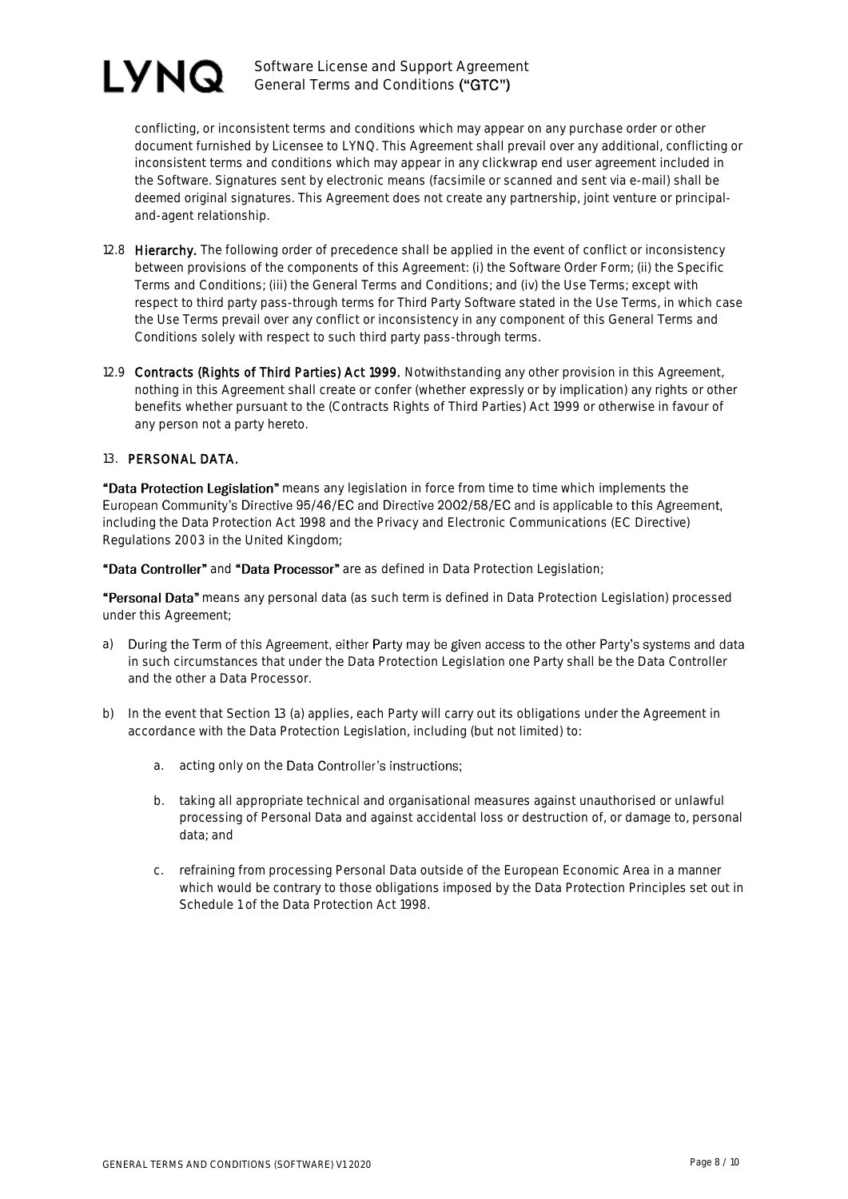conflicting, or inconsistent terms and conditions which may appear on any purchase order or other document furnished by Licensee to LYNQ. This Agreement shall prevail over any additional, conflicting or inconsistent terms and conditions which may appear in any clickwrap end user agreement included in the Software. Signatures sent by electronic means (facsimile or scanned and sent via e-mail) shall be deemed original signatures. This Agreement does not create any partnership, joint venture or principal-and-agent relationship.

12.8 **Hierarchy.** The following order of precedence shall be applied in the event of conflict or inconsistency between provisions of the components of this Agreement: (i) the Software Order Form; (ii) the Specific Terms and Conditions; (iii) the General Terms and Conditions; and (iv) the Use Terms; except with respect to third party pass-through terms for Third Party Software stated in the Use Terms, in which case the Use Terms prevail over any conflict or inconsistency in any component of this General Terms and Conditions solely with respect to such third party pass-through terms.

12.9 **Contracts (Rights of Third Parties) Act 1999.** Notwithstanding any other provision in this Agreement, nothing in this Agreement shall create or confer (whether expressly or by implication) any rights or other benefits whether pursuant to the (Contracts Rights of Third Parties) Act 1999 or otherwise in favour of any person not a party hereto.

## 13. PERSONAL DATA.

**"Data Protection Legislation"** means any legislation in force from time to time which implements the European Community's Directive 95/46/EC and Directive 2002/58/EC and is applicable to this Agreement, including the Data Protection Act 1998 and the Privacy and Electronic Communications (EC Directive) Regulations 2003 in the United Kingdom;

**"Data Controller"** and **"Data Processor"** are as defined in Data Protection Legislation;

**"Personal Data"** means any personal data (as such term is defined in Data Protection Legislation) processed under this Agreement;

a) During the Term of this Agreement, either Party may be given access to the other Party's systems and data in such circumstances that under the Data Protection Legislation one Party shall be the Data Controller and the other a Data Processor.

b) In the event that Section 13 (a) applies, each Party will carry out its obligations under the Agreement in accordance with the Data Protection Legislation, including (but not limited) to:

   a. acting only on the Data Controller's instructions;

   b. taking all appropriate technical and organisational measures against unauthorised or unlawful processing of Personal Data and against accidental loss or destruction of, or damage to, personal data; and

   c. refraining from processing Personal Data outside of the European Economic Area in a manner which would be contrary to those obligations imposed by the Data Protection Principles set out in Schedule 1 of the Data Protection Act 1998.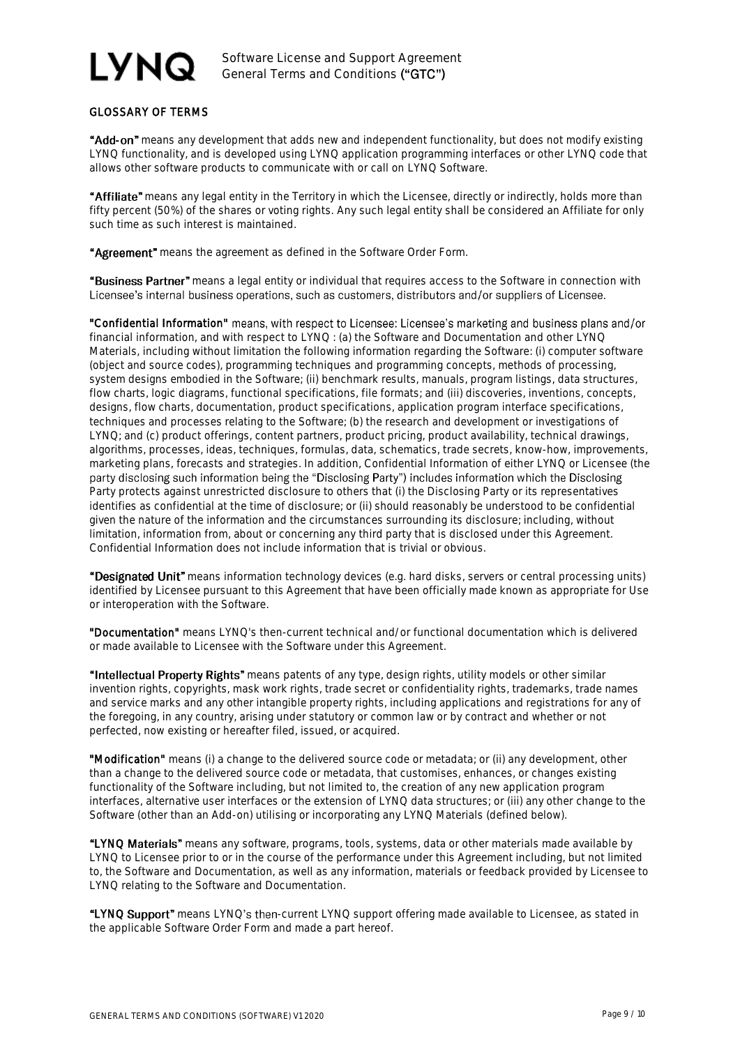## GLOSSARY OF TERMS

**"Add-on"** means any development that adds new and independent functionality, but does not modify existing LYNQ functionality, and is developed using LYNQ application programming interfaces or other LYNQ code that allows other software products to communicate with or call on LYNQ Software.

**"Affiliate"** means any legal entity in the Territory in which the Licensee, directly or indirectly, holds more than fifty percent (50%) of the shares or voting rights. Any such legal entity shall be considered an Affiliate for only such time as such interest is maintained.

**"Agreement"** means the agreement as defined in the Software Order Form.

**"Business Partner"** means a legal entity or individual that requires access to the Software in connection with Licensee's internal business operations, such as customers, distributors and/or suppliers of Licensee.

**"Confidential Information"** means, with respect to Licensee: Licensee's marketing and business plans and/or financial information, and with respect to LYNQ : (a) the Software and Documentation and other LYNQ Materials, including without limitation the following information regarding the Software: (i) computer software (object and source codes), programming techniques and programming concepts, methods of processing, system designs embodied in the Software; (ii) benchmark results, manuals, program listings, data structures, flow charts, logic diagrams, functional specifications, file formats; and (iii) discoveries, inventions, concepts, designs, flow charts, documentation, product specifications, application program interface specifications, techniques and processes relating to the Software; (b) the research and development or investigations of LYNQ; and (c) product offerings, content partners, product pricing, product availability, technical drawings, algorithms, processes, ideas, techniques, formulas, data, schematics, trade secrets, know-how, improvements, marketing plans, forecasts and strategies. In addition, Confidential Information of either LYNQ or Licensee (the party disclosing such information being the "Disclosing Party") includes information which the Disclosing Party protects against unrestricted disclosure to others that (i) the Disclosing Party or its representatives identifies as confidential at the time of disclosure; or (ii) should reasonably be understood to be confidential given the nature of the information and the circumstances surrounding its disclosure; including, without limitation, information from, about or concerning any third party that is disclosed under this Agreement. Confidential Information does not include information that is trivial or obvious.

**"Designated Unit"** means information technology devices (e.g. hard disks, servers or central processing units) identified by Licensee pursuant to this Agreement that have been officially made known as appropriate for Use or interoperation with the Software.

**"Documentation"** means LYNQ's then-current technical and/or functional documentation which is delivered or made available to Licensee with the Software under this Agreement.

**"Intellectual Property Rights"** means patents of any type, design rights, utility models or other similar invention rights, copyrights, mask work rights, trade secret or confidentiality rights, trademarks, trade names and service marks and any other intangible property rights, including applications and registrations for any of the foregoing, in any country, arising under statutory or common law or by contract and whether or not perfected, now existing or hereafter filed, issued, or acquired.

**"Modification"** means (i) a change to the delivered source code or metadata; or (ii) any development, other than a change to the delivered source code or metadata, that customises, enhances, or changes existing functionality of the Software including, but not limited to, the creation of any new application program interfaces, alternative user interfaces or the extension of LYNQ data structures; or (iii) any other change to the Software (other than an Add-on) utilising or incorporating any LYNQ Materials (defined below).

**"LYNQ Materials"** means any software, programs, tools, systems, data or other materials made available by LYNQ to Licensee prior to or in the course of the performance under this Agreement including, but not limited to, the Software and Documentation, as well as any information, materials or feedback provided by Licensee to LYNQ relating to the Software and Documentation.

**"LYNQ Support"** means LYNQ's then-current LYNQ support offering made available to Licensee, as stated in the applicable Software Order Form and made a part hereof.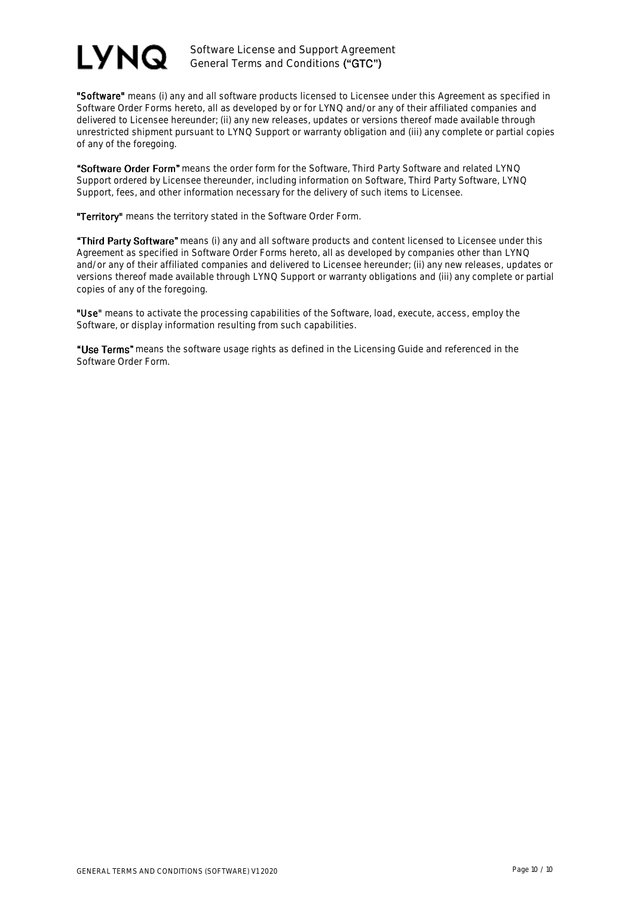**"Software"** means (i) any and all software products licensed to Licensee under this Agreement as specified in Software Order Forms hereto, all as developed by or for LYNQ and/or any of their affiliated companies and delivered to Licensee hereunder; (ii) any new releases, updates or versions thereof made available through unrestricted shipment pursuant to LYNQ Support or warranty obligation and (iii) any complete or partial copies of any of the foregoing.

**"Software Order Form"** means the order form for the Software, Third Party Software and related LYNQ Support ordered by Licensee thereunder, including information on Software, Third Party Software, LYNQ Support, fees, and other information necessary for the delivery of such items to Licensee.

**"Territory"** means the territory stated in the Software Order Form.

**"Third Party Software"** means (i) any and all software products and content licensed to Licensee under this Agreement as specified in Software Order Forms hereto, all as developed by companies other than LYNQ and/or any of their affiliated companies and delivered to Licensee hereunder; (ii) any new releases, updates or versions thereof made available through LYNQ Support or warranty obligations and (iii) any complete or partial copies of any of the foregoing.

**"Use"** means to activate the processing capabilities of the Software, load, execute, access, employ the Software, or display information resulting from such capabilities.

**"Use Terms"** means the software usage rights as defined in the Licensing Guide and referenced in the Software Order Form.